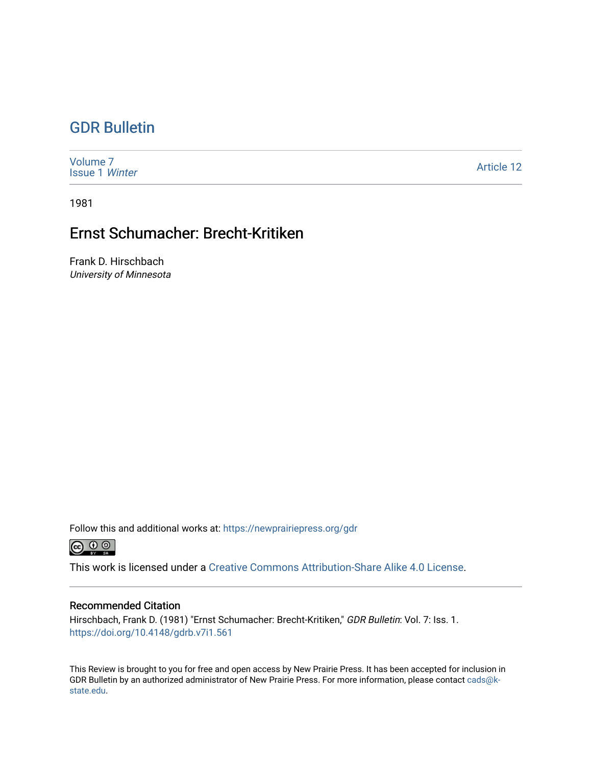# GDR Bulletin

Volume 7
Issue 1 *Winter*

Article 12

1981

## Ernst Schumacher: Brecht-Kritiken

Frank D. Hirschbach
*University of Minnesota*

Follow this and additional works at: https://newprairiepress.org/gdr

This work is licensed under a Creative Commons Attribution-Share Alike 4.0 License.

### Recommended Citation

Hirschbach, Frank D. (1981) "Ernst Schumacher: Brecht-Kritiken," *GDR Bulletin*: Vol. 7: Iss. 1.
https://doi.org/10.4148/gdrb.v7i1.561

This Review is brought to you for free and open access by New Prairie Press. It has been accepted for inclusion in GDR Bulletin by an authorized administrator of New Prairie Press. For more information, please contact cads@k-state.edu.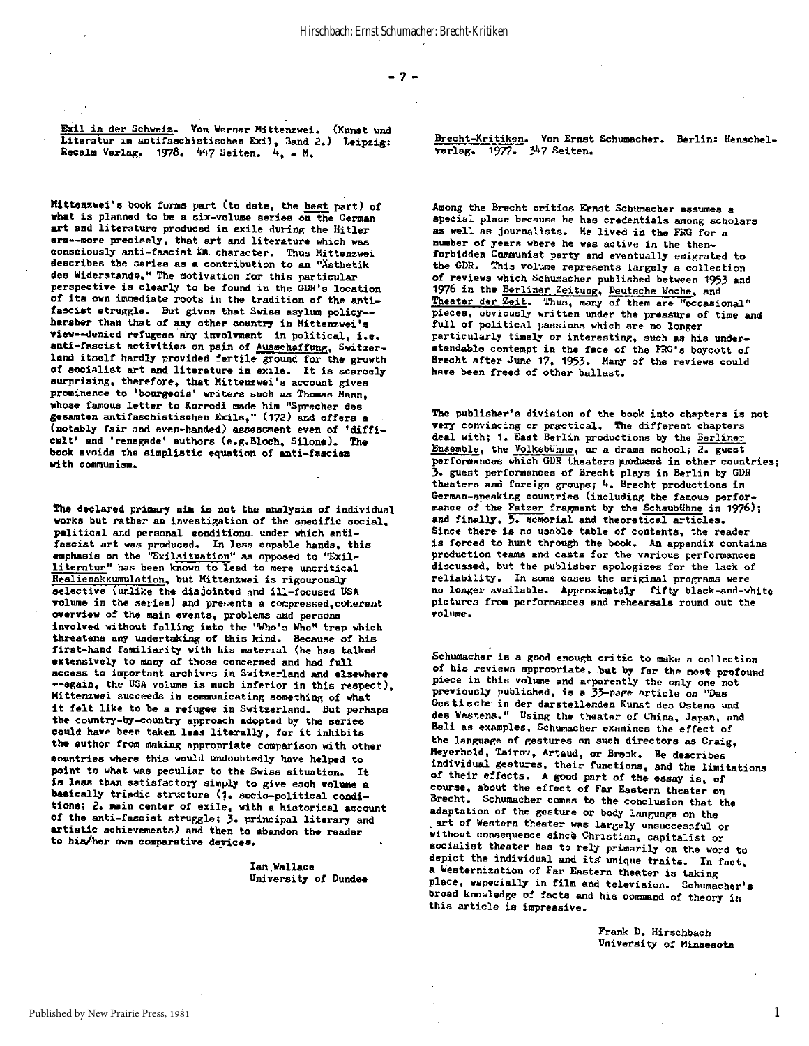**Exil in der Schweiz.** Von Werner Mittenzwei. (Kunst und Literatur im antifaschistischen Exil, Band 2.) Leipzig: Reclam Verlag. 1978. 447 Seiten. 4, - M.

Mittenzwei's book forms part (to date, the best part) of what is planned to be a six-volume series on the German art and literature produced in exile during the Hitler era--more precisely, that art and literature which was consciously anti-fascist in character. Thus Mittenzwei describes the series as a contribution to an "Ästhetik des Widerstands." The motivation for this particular perspective is clearly to be found in the GDR's location of its own immediate roots in the tradition of the anti-fascist struggle. But given that Swiss asylum policy--harsher than that of any other country in Mittenzwei's view--denied refugees any involvment in political, i.e. anti-fascist activities on pain of Ausschaffung, Switzerland itself hardly provided fertile ground for the growth of socialist art and literature in exile. It is scarcely surprising, therefore, that Mittenzwei's account gives prominence to 'bourgeois' writers such as Thomas Mann, whose famous letter to Korrodi made him "Sprecher des gesamten antifaschistischen Exils," (172) and offers a (notably fair and even-handed) assessment even of 'difficult' and 'renegade' authors (e.g.Bloch, Silone). The book avoids the simplistic equation of anti-fascism with communism.

The declared primary aim is not the analysis of individual works but rather an investigation of the specific social, political and personal conditions under which anti-fascist art was produced. In less capable hands, this emphasis on the "Exilsituation" as opposed to "Exilliteratur" has been known to lead to mere uncritical Realienakkumulation, but Mittenzwei is rigourously selective (unlike the disjointed and ill-focused USA volume in the series) and presents a compressed,coherent overview of the main events, problems and persons involved without falling into the "Who's Who" trap which threatens any undertaking of this kind. Because of his first-hand familiarity with his material (he has talked extensively to many of those concerned and had full access to important archives in Switzerland and elsewhere --again, the USA volume is much inferior in this respect), Mittenzwei succeeds in communicating something of what it felt like to be a refugee in Switzerland. But perhaps the country-by-country approach adopted by the series could have been taken less literally, for it inhibits the author from making appropriate comparison with other countries where this would undoubtedly have helped to point to what was peculiar to the Swiss situation. It is less than satisfactory simply to give each volume a basically triadic structure (1. socio-political conditions; 2. main center of exile, with a historical account of the anti-fascist struggle; 3. principal literary and artistic achievements) and then to abandon the reader to his/her own comparative devices.

Ian Wallace
University of Dundee

**Brecht-Kritiken.** Von Ernst Schumacher. Berlin: Henschelverlag. 1977. 347 Seiten.

Among the Brecht critics Ernst Schumacher assumes a special place because he has credentials among scholars as well as journalists. He lived in the FRG for a number of years where he was active in the then-forbidden Communist party and eventually emigrated to the GDR. This volume represents largely a collection of reviews which Schumacher published between 1953 and 1976 in the Berliner Zeitung, Deutsche Woche, and Theater der Zeit. Thus, many of them are "occasional" pieces, obviously written under the pressure of time and full of political passions which are no longer particularly timely or interesting, such as his understandable contempt in the face of the FRG's boycott of Brecht after June 17, 1953. Many of the reviews could have been freed of other ballast.

The publisher's division of the book into chapters is not very convincing or practical. The different chapters deal with; 1. East Berlin productions by the Berliner Ensemble, the Volksbühne, or a drama school; 2. guest performances which GDR theaters produced in other countries; 3. guest performances of Brecht plays in Berlin by GDR theaters and foreign groups; 4. Brecht productions in German-speaking countries (including the famous performance of the Fatzer fragment by the Schaubühne in 1976); and finally, 5. memorial and theoretical articles. Since there is no usable table of contents, the reader is forced to hunt through the book. An appendix contains production teams and casts for the various performances discussed, but the publisher apologizes for the lack of reliability. In some cases the original programs were no longer available. Approximately fifty black-and-white pictures from performances and rehearsals round out the volume.

Schumacher is a good enough critic to make a collection of his reviews appropriate, but by far the most profound piece in this volume and apparently the only one not previously published, is a 33-page article on "Das Gestische in der darstellenden Kunst des Ostens und des Westens." Using the theater of China, Japan, and Bali as examples, Schumacher examines the effect of the language of gestures on such directors as Craig, Meyerhold, Tairov, Artaud, or Brook. He describes individual gestures, their functions, and the limitations of their effects. A good part of the essay is, of course, about the effect of Far Eastern theater on Brecht. Schumacher comes to the conclusion that the adaptation of the gesture or body language on the art of Western theater was largely unsuccessful or without consequence since Christian, capitalist or socialist theater has to rely primarily on the word to depict the individual and its unique traits. In fact, a Westernization of Far Eastern theater is taking place, especially in film and television. Schumacher's broad knowledge of facts and his command of theory in this article is impressive.

Frank D. Hirschbach
University of Minnesota